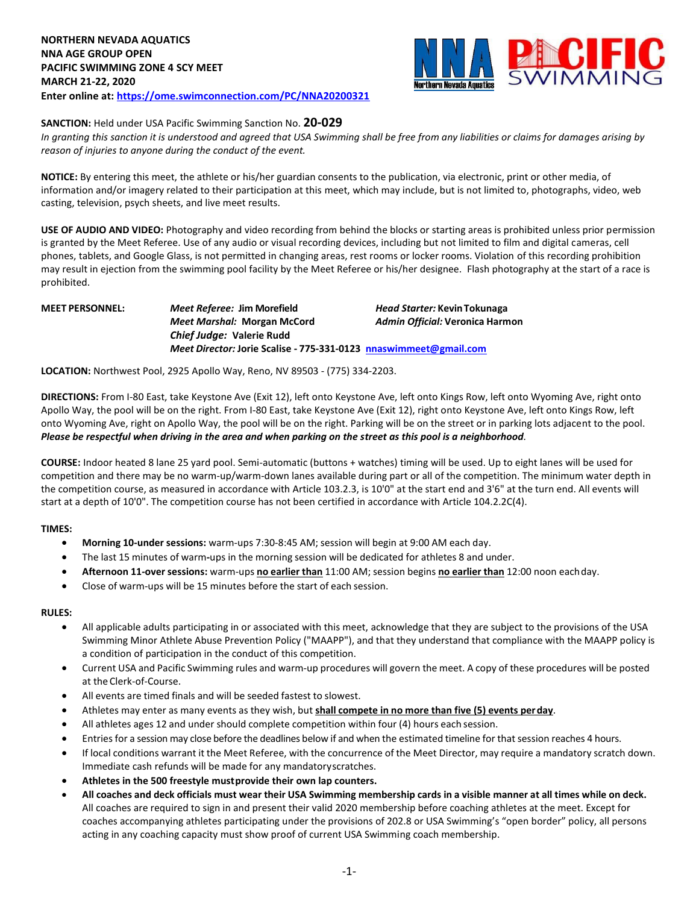**NORTHERN NEVADA AQUATICS**
**NNA AGE GROUP OPEN**
**PACIFIC SWIMMING ZONE 4 SCY MEET**
**MARCH 21-22, 2020**
**Enter online at: https://ome.swimconnection.com/PC/NNA20200321**

**SANCTION:** Held under USA Pacific Swimming Sanction No. **20-029**
*In granting this sanction it is understood and agreed that USA Swimming shall be free from any liabilities or claims for damages arising by reason of injuries to anyone during the conduct of the event.*

**NOTICE:** By entering this meet, the athlete or his/her guardian consents to the publication, via electronic, print or other media, of information and/or imagery related to their participation at this meet, which may include, but is not limited to, photographs, video, web casting, television, psych sheets, and live meet results.

**USE OF AUDIO AND VIDEO:** Photography and video recording from behind the blocks or starting areas is prohibited unless prior permission is granted by the Meet Referee. Use of any audio or visual recording devices, including but not limited to film and digital cameras, cell phones, tablets, and Google Glass, is not permitted in changing areas, rest rooms or locker rooms. Violation of this recording prohibition may result in ejection from the swimming pool facility by the Meet Referee or his/her designee. Flash photography at the start of a race is prohibited.

**MEET PERSONNEL:**
*Meet Referee:* **Jim Morefield**
*Head Starter:* **Kevin Tokunaga**
*Meet Marshal:* **Morgan McCord**
*Admin Official:* **Veronica Harmon**
*Chief Judge:* **Valerie Rudd**
*Meet Director:* **Jorie Scalise - 775-331-0123 nnaswimmeet@gmail.com**

**LOCATION:** Northwest Pool, 2925 Apollo Way, Reno, NV 89503 - (775) 334-2203.

**DIRECTIONS:** From I-80 East, take Keystone Ave (Exit 12), left onto Keystone Ave, left onto Kings Row, left onto Wyoming Ave, right onto Apollo Way, the pool will be on the right. From I-80 East, take Keystone Ave (Exit 12), right onto Keystone Ave, left onto Kings Row, left onto Wyoming Ave, right on Apollo Way, the pool will be on the right. Parking will be on the street or in parking lots adjacent to the pool. ***Please be respectful when driving in the area and when parking on the street as this pool is a neighborhood.***

**COURSE:** Indoor heated 8 lane 25 yard pool. Semi-automatic (buttons + watches) timing will be used. Up to eight lanes will be used for competition and there may be no warm-up/warm-down lanes available during part or all of the competition. The minimum water depth in the competition course, as measured in accordance with Article 103.2.3, is 10'0" at the start end and 3'6" at the turn end. All events will start at a depth of 10'0". The competition course has not been certified in accordance with Article 104.2.2C(4).

**TIMES:**

- **Morning 10-under sessions:** warm-ups 7:30-8:45 AM; session will begin at 9:00 AM each day.
- The last 15 minutes of warm-ups in the morning session will be dedicated for athletes 8 and under.
- **Afternoon 11-over sessions:** warm-ups **no earlier than** 11:00 AM; session begins **no earlier than** 12:00 noon each day.
- Close of warm-ups will be 15 minutes before the start of each session.

**RULES:**

- All applicable adults participating in or associated with this meet, acknowledge that they are subject to the provisions of the USA Swimming Minor Athlete Abuse Prevention Policy ("MAAPP"), and that they understand that compliance with the MAAPP policy is a condition of participation in the conduct of this competition.
- Current USA and Pacific Swimming rules and warm-up procedures will govern the meet. A copy of these procedures will be posted at the Clerk-of-Course.
- All events are timed finals and will be seeded fastest to slowest.
- Athletes may enter as many events as they wish, but **shall compete in no more than five (5) events per day**.
- All athletes ages 12 and under should complete competition within four (4) hours each session.
- Entries for a session may close before the deadlines below if and when the estimated timeline for that session reaches 4 hours.
- If local conditions warrant it the Meet Referee, with the concurrence of the Meet Director, may require a mandatory scratch down. Immediate cash refunds will be made for any mandatory scratches.
- **Athletes in the 500 freestyle must provide their own lap counters.**
- **All coaches and deck officials must wear their USA Swimming membership cards in a visible manner at all times while on deck.** All coaches are required to sign in and present their valid 2020 membership before coaching athletes at the meet. Except for coaches accompanying athletes participating under the provisions of 202.8 or USA Swimming's "open border" policy, all persons acting in any coaching capacity must show proof of current USA Swimming coach membership.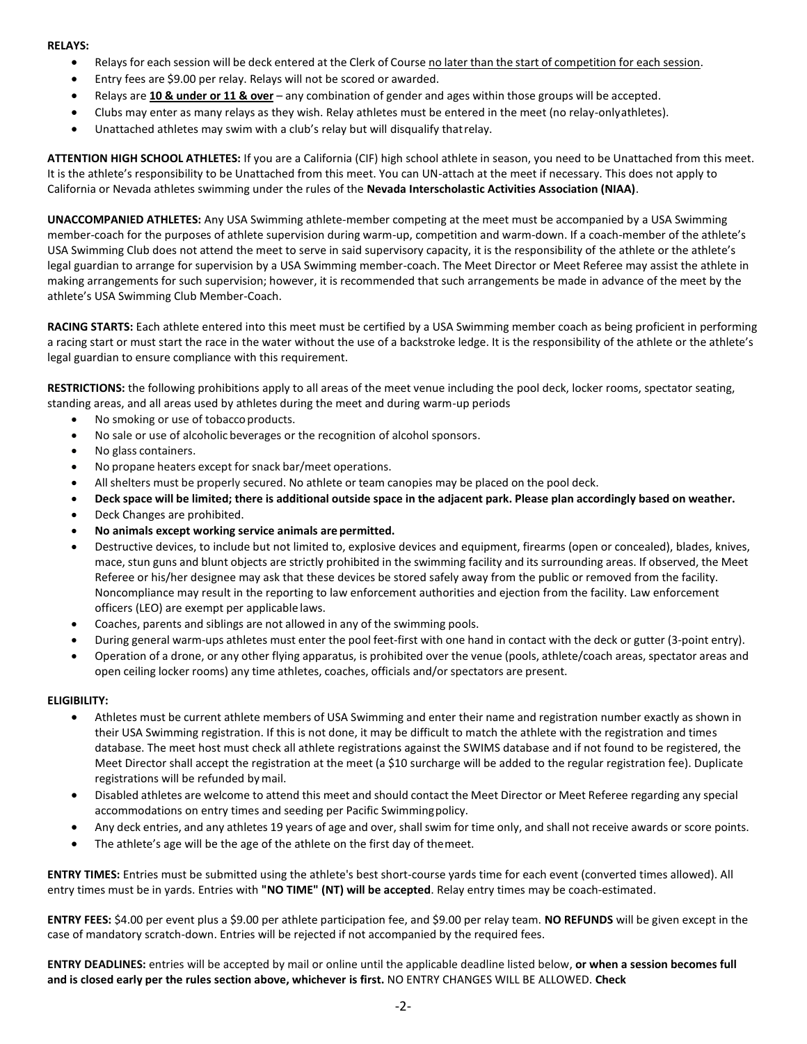**RELAYS:**

- Relays for each session will be deck entered at the Clerk of Course <u>no later than the start of competition for each session</u>.
- Entry fees are $9.00 per relay. Relays will not be scored or awarded.
- Relays are **<u>10 & under or 11 & over</u>** – any combination of gender and ages within those groups will be accepted.
- Clubs may enter as many relays as they wish. Relay athletes must be entered in the meet (no relay-only athletes).
- Unattached athletes may swim with a club's relay but will disqualify that relay.

**ATTENTION HIGH SCHOOL ATHLETES:** If you are a California (CIF) high school athlete in season, you need to be Unattached from this meet. It is the athlete's responsibility to be Unattached from this meet. You can UN-attach at the meet if necessary. This does not apply to California or Nevada athletes swimming under the rules of the **Nevada Interscholastic Activities Association (NIAA)**.

**UNACCOMPANIED ATHLETES:** Any USA Swimming athlete-member competing at the meet must be accompanied by a USA Swimming member-coach for the purposes of athlete supervision during warm-up, competition and warm-down. If a coach-member of the athlete's USA Swimming Club does not attend the meet to serve in said supervisory capacity, it is the responsibility of the athlete or the athlete's legal guardian to arrange for supervision by a USA Swimming member-coach. The Meet Director or Meet Referee may assist the athlete in making arrangements for such supervision; however, it is recommended that such arrangements be made in advance of the meet by the athlete's USA Swimming Club Member-Coach.

**RACING STARTS:** Each athlete entered into this meet must be certified by a USA Swimming member coach as being proficient in performing a racing start or must start the race in the water without the use of a backstroke ledge. It is the responsibility of the athlete or the athlete's legal guardian to ensure compliance with this requirement.

**RESTRICTIONS:** the following prohibitions apply to all areas of the meet venue including the pool deck, locker rooms, spectator seating, standing areas, and all areas used by athletes during the meet and during warm-up periods

- No smoking or use of tobacco products.
- No sale or use of alcoholic beverages or the recognition of alcohol sponsors.
- No glass containers.
- No propane heaters except for snack bar/meet operations.
- All shelters must be properly secured. No athlete or team canopies may be placed on the pool deck.
- **Deck space will be limited; there is additional outside space in the adjacent park. Please plan accordingly based on weather.**
- Deck Changes are prohibited.
- **No animals except working service animals are permitted.**
- Destructive devices, to include but not limited to, explosive devices and equipment, firearms (open or concealed), blades, knives, mace, stun guns and blunt objects are strictly prohibited in the swimming facility and its surrounding areas. If observed, the Meet Referee or his/her designee may ask that these devices be stored safely away from the public or removed from the facility. Noncompliance may result in the reporting to law enforcement authorities and ejection from the facility. Law enforcement officers (LEO) are exempt per applicable laws.
- Coaches, parents and siblings are not allowed in any of the swimming pools.
- During general warm-ups athletes must enter the pool feet-first with one hand in contact with the deck or gutter (3-point entry).
- Operation of a drone, or any other flying apparatus, is prohibited over the venue (pools, athlete/coach areas, spectator areas and open ceiling locker rooms) any time athletes, coaches, officials and/or spectators are present.

**ELIGIBILITY:**

- Athletes must be current athlete members of USA Swimming and enter their name and registration number exactly as shown in their USA Swimming registration. If this is not done, it may be difficult to match the athlete with the registration and times database. The meet host must check all athlete registrations against the SWIMS database and if not found to be registered, the Meet Director shall accept the registration at the meet (a $10 surcharge will be added to the regular registration fee). Duplicate registrations will be refunded by mail.
- Disabled athletes are welcome to attend this meet and should contact the Meet Director or Meet Referee regarding any special accommodations on entry times and seeding per Pacific Swimming policy.
- Any deck entries, and any athletes 19 years of age and over, shall swim for time only, and shall not receive awards or score points.
- The athlete's age will be the age of the athlete on the first day of the meet.

**ENTRY TIMES:** Entries must be submitted using the athlete's best short-course yards time for each event (converted times allowed). All entry times must be in yards. Entries with **"NO TIME" (NT) will be accepted**. Relay entry times may be coach-estimated.

**ENTRY FEES:** $4.00 per event plus a $9.00 per athlete participation fee, and $9.00 per relay team. **NO REFUNDS** will be given except in the case of mandatory scratch-down. Entries will be rejected if not accompanied by the required fees.

**ENTRY DEADLINES:** entries will be accepted by mail or online until the applicable deadline listed below, **or when a session becomes full and is closed early per the rules section above, whichever is first.** NO ENTRY CHANGES WILL BE ALLOWED. **Check**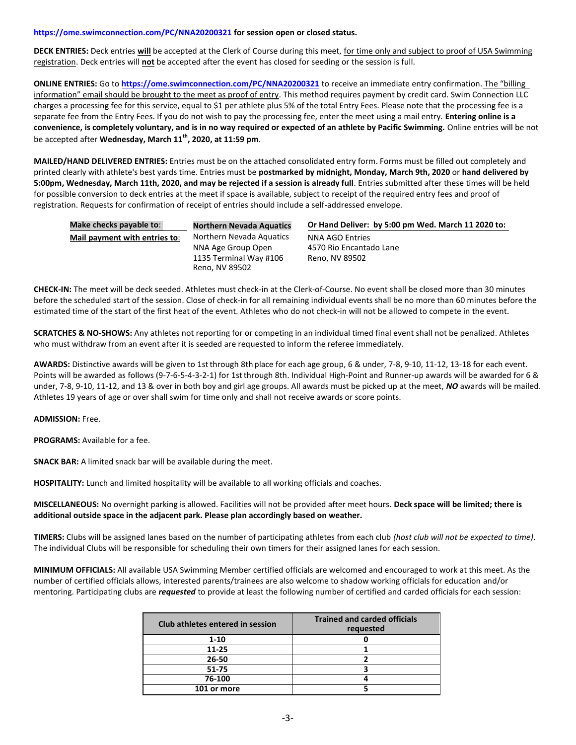**https://ome.swimconnection.com/PC/NNA20200321 for session open or closed status.**

**DECK ENTRIES:** Deck entries **will** be accepted at the Clerk of Course during this meet, for time only and subject to proof of USA Swimming registration. Deck entries will **not** be accepted after the event has closed for seeding or the session is full.

**ONLINE ENTRIES:** Go to **https://ome.swimconnection.com/PC/NNA20200321** to receive an immediate entry confirmation. The "billing information" email should be brought to the meet as proof of entry. This method requires payment by credit card. Swim Connection LLC charges a processing fee for this service, equal to $1 per athlete plus 5% of the total Entry Fees. Please note that the processing fee is a separate fee from the Entry Fees. If you do not wish to pay the processing fee, enter the meet using a mail entry. **Entering online is a convenience, is completely voluntary, and is in no way required or expected of an athlete by Pacific Swimming.** Online entries will be not be accepted after **Wednesday, March 11th, 2020, at 11:59 pm**.

**MAILED/HAND DELIVERED ENTRIES:** Entries must be on the attached consolidated entry form. Forms must be filled out completely and printed clearly with athlete's best yards time. Entries must be **postmarked by midnight, Monday, March 9th, 2020** or **hand delivered by 5:00pm, Wednesday, March 11th, 2020, and may be rejected if a session is already full**. Entries submitted after these times will be held for possible conversion to deck entries at the meet if space is available, subject to receipt of the required entry fees and proof of registration. Requests for confirmation of receipt of entries should include a self-addressed envelope.

| **Make checks payable to**: | **Northern Nevada Aquatics** | **Or Hand Deliver: by 5:00 pm Wed. March 11 2020 to:** |
|---|---|---|
| **Mail payment with entries to**: | Northern Nevada Aquatics<br>NNA Age Group Open<br>1135 Terminal Way #106<br>Reno, NV 89502 | NNA AGO Entries<br>4570 Rio Encantado Lane<br>Reno, NV 89502 |

**CHECK-IN:** The meet will be deck seeded. Athletes must check-in at the Clerk-of-Course. No event shall be closed more than 30 minutes before the scheduled start of the session. Close of check-in for all remaining individual events shall be no more than 60 minutes before the estimated time of the start of the first heat of the event. Athletes who do not check-in will not be allowed to compete in the event.

**SCRATCHES & NO-SHOWS:** Any athletes not reporting for or competing in an individual timed final event shall not be penalized. Athletes who must withdraw from an event after it is seeded are requested to inform the referee immediately.

**AWARDS:** Distinctive awards will be given to 1st through 8th place for each age group, 6 & under, 7-8, 9-10, 11-12, 13-18 for each event. Points will be awarded as follows (9-7-6-5-4-3-2-1) for 1st through 8th. Individual High-Point and Runner-up awards will be awarded for 6 & under, 7-8, 9-10, 11-12, and 13 & over in both boy and girl age groups. All awards must be picked up at the meet, ***NO*** awards will be mailed. Athletes 19 years of age or over shall swim for time only and shall not receive awards or score points.

**ADMISSION:** Free.

**PROGRAMS:** Available for a fee.

**SNACK BAR:** A limited snack bar will be available during the meet.

**HOSPITALITY:** Lunch and limited hospitality will be available to all working officials and coaches.

**MISCELLANEOUS:** No overnight parking is allowed. Facilities will not be provided after meet hours. **Deck space will be limited; there is additional outside space in the adjacent park. Please plan accordingly based on weather.**

**TIMERS:** Clubs will be assigned lanes based on the number of participating athletes from each club *(host club will not be expected to time)*. The individual Clubs will be responsible for scheduling their own timers for their assigned lanes for each session.

**MINIMUM OFFICIALS:** All available USA Swimming Member certified officials are welcomed and encouraged to work at this meet. As the number of certified officials allows, interested parents/trainees are also welcome to shadow working officials for education and/or mentoring. Participating clubs are ***requested*** to provide at least the following number of certified and carded officials for each session:

| Club athletes entered in session | Trained and carded officials requested |
|---|---|
| 1-10 | 0 |
| 11-25 | 1 |
| 26-50 | 2 |
| 51-75 | 3 |
| 76-100 | 4 |
| 101 or more | 5 |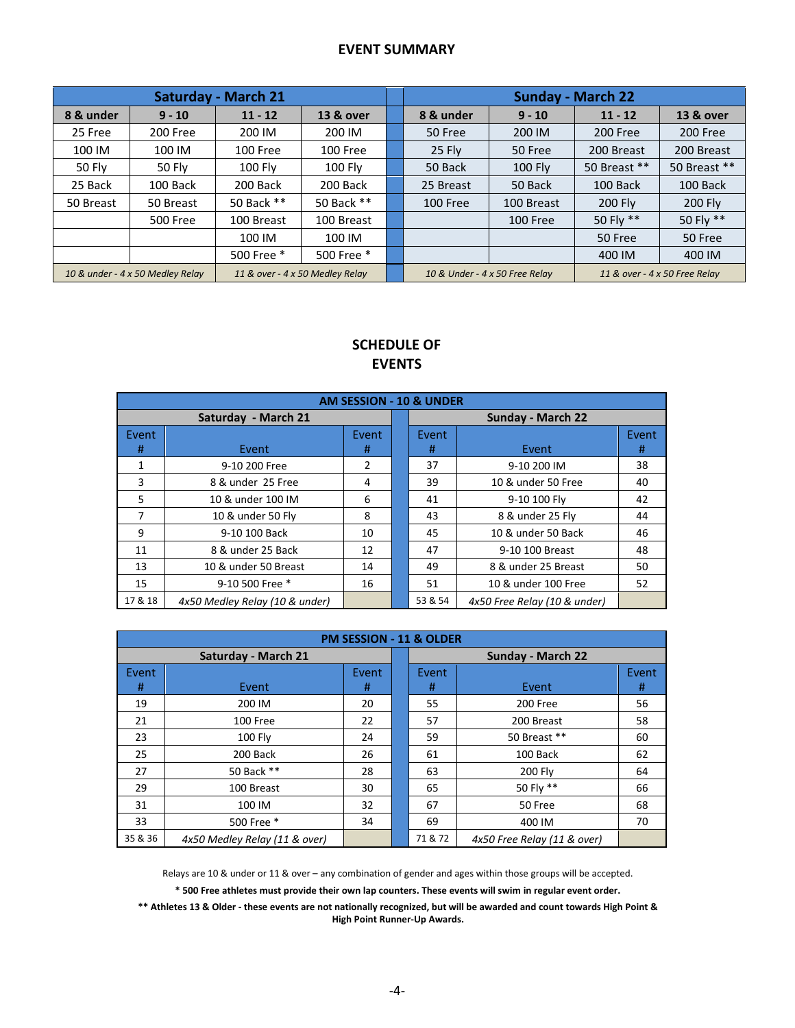## EVENT SUMMARY

| Saturday - March 21 | | | | | Sunday - March 22 | | | |
|---|---|---|---|---|---|---|---|---|
| 8 & under | 9 - 10 | 11 - 12 | 13 & over | | 8 & under | 9 - 10 | 11 - 12 | 13 & over |
| 25 Free | 200 Free | 200 IM | 200 IM | | 50 Free | 200 IM | 200 Free | 200 Free |
| 100 IM | 100 IM | 100 Free | 100 Free | | 25 Fly | 50 Free | 200 Breast | 200 Breast |
| 50 Fly | 50 Fly | 100 Fly | 100 Fly | | 50 Back | 100 Fly | 50 Breast ** | 50 Breast ** |
| 25 Back | 100 Back | 200 Back | 200 Back | | 25 Breast | 50 Back | 100 Back | 100 Back |
| 50 Breast | 50 Breast | 50 Back ** | 50 Back ** | | 100 Free | 100 Breast | 200 Fly | 200 Fly |
| | 500 Free | 100 Breast | 100 Breast | | | 100 Free | 50 Fly ** | 50 Fly ** |
| | | 100 IM | 100 IM | | | | 50 Free | 50 Free |
| | | 500 Free * | 500 Free * | | | | 400 IM | 400 IM |
| *10 & under - 4 x 50 Medley Relay* | | *11 & over - 4 x 50 Medley Relay* | | | *10 & Under - 4 x 50 Free Relay* | | *11 & over - 4 x 50 Free Relay* | |

## SCHEDULE OF EVENTS

| AM SESSION - 10 & UNDER | | | | | | |
|---|---|---|---|---|---|---|
| Saturday - March 21 | | | | Sunday - March 22 | | |
| Event # | Event | Event # | | Event # | Event | Event # |
| 1 | 9-10 200 Free | 2 | | 37 | 9-10 200 IM | 38 |
| 3 | 8 & under 25 Free | 4 | | 39 | 10 & under 50 Free | 40 |
| 5 | 10 & under 100 IM | 6 | | 41 | 9-10 100 Fly | 42 |
| 7 | 10 & under 50 Fly | 8 | | 43 | 8 & under 25 Fly | 44 |
| 9 | 9-10 100 Back | 10 | | 45 | 10 & under 50 Back | 46 |
| 11 | 8 & under 25 Back | 12 | | 47 | 9-10 100 Breast | 48 |
| 13 | 10 & under 50 Breast | 14 | | 49 | 8 & under 25 Breast | 50 |
| 15 | 9-10 500 Free * | 16 | | 51 | 10 & under 100 Free | 52 |
| 17 & 18 | *4x50 Medley Relay (10 & under)* | | | 53 & 54 | *4x50 Free Relay (10 & under)* | |

| PM SESSION - 11 & OLDER | | | | | | |
|---|---|---|---|---|---|---|
| Saturday - March 21 | | | | Sunday - March 22 | | |
| Event # | Event | Event # | | Event # | Event | Event # |
| 19 | 200 IM | 20 | | 55 | 200 Free | 56 |
| 21 | 100 Free | 22 | | 57 | 200 Breast | 58 |
| 23 | 100 Fly | 24 | | 59 | 50 Breast ** | 60 |
| 25 | 200 Back | 26 | | 61 | 100 Back | 62 |
| 27 | 50 Back ** | 28 | | 63 | 200 Fly | 64 |
| 29 | 100 Breast | 30 | | 65 | 50 Fly ** | 66 |
| 31 | 100 IM | 32 | | 67 | 50 Free | 68 |
| 33 | 500 Free * | 34 | | 69 | 400 IM | 70 |
| 35 & 36 | *4x50 Medley Relay (11 & over)* | | | 71 & 72 | *4x50 Free Relay (11 & over)* | |

Relays are 10 & under or 11 & over – any combination of gender and ages within those groups will be accepted.

**\* 500 Free athletes must provide their own lap counters. These events will swim in regular event order.**

**\*\* Athletes 13 & Older - these events are not nationally recognized, but will be awarded and count towards High Point & High Point Runner-Up Awards.**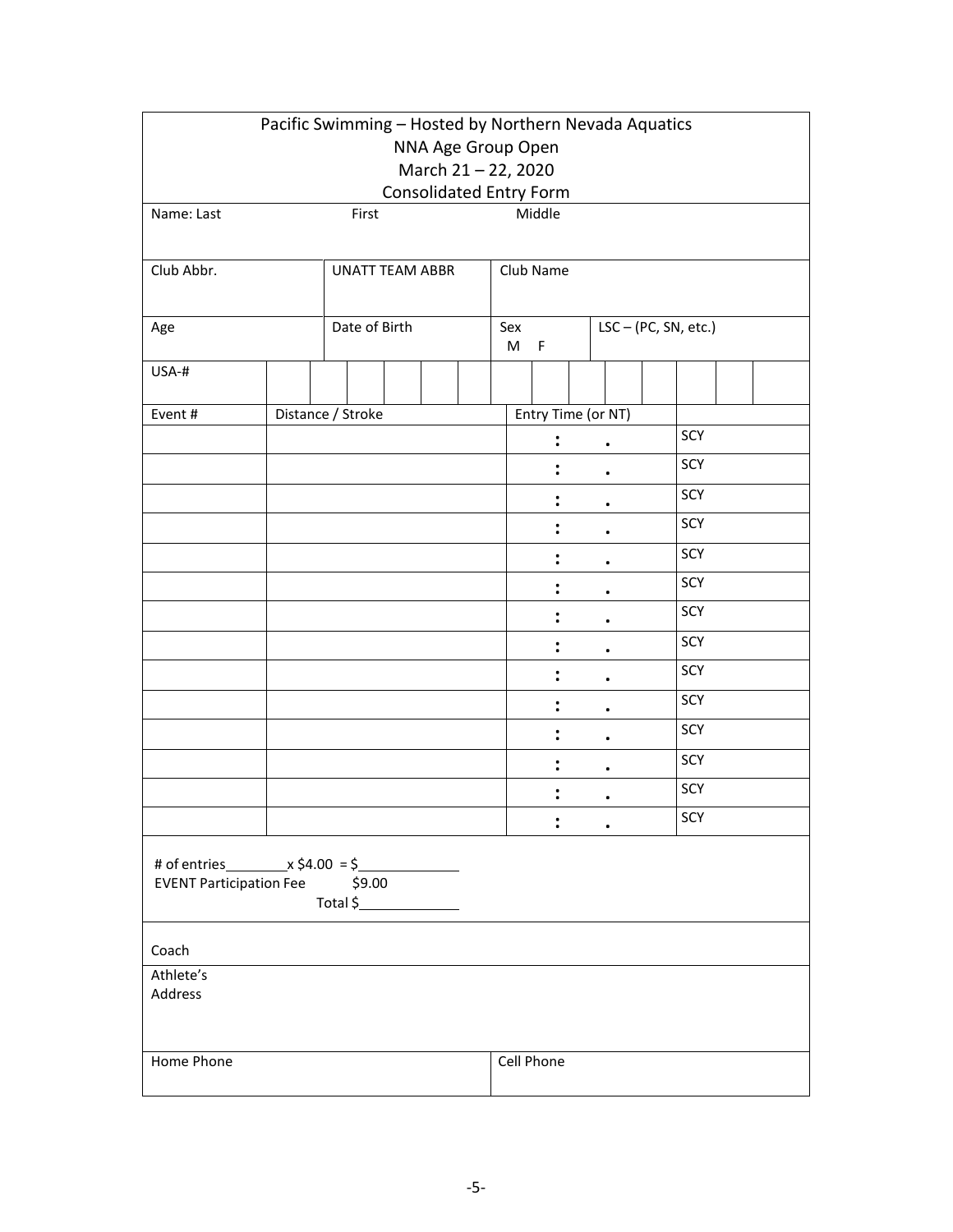Pacific Swimming – Hosted by Northern Nevada Aquatics
NNA Age Group Open
March 21 – 22, 2020
Consolidated Entry Form

| Name: Last | First | Middle |
|---|---|---|
| | | |

| Club Abbr. | UNATT TEAM ABBR | Club Name |
|---|---|---|
| | | |

| Age | Date of Birth | Sex M F | LSC – (PC, SN, etc.) |
|---|---|---|---|
| | | | |

| USA-# | | | | | | | | | | | | | | |
|---|---|---|---|---|---|---|---|---|---|---|---|---|---|---|

| Event # | Distance / Stroke | Entry Time (or NT) | |
|---|---|---|---|
| | | : . | SCY |
| | | : . | SCY |
| | | : . | SCY |
| | | : . | SCY |
| | | : . | SCY |
| | | : . | SCY |
| | | : . | SCY |
| | | : . | SCY |
| | | : . | SCY |
| | | : . | SCY |
| | | : . | SCY |
| | | : . | SCY |
| | | : . | SCY |
| | | : . | SCY |

# of entries________x $4.00 = $_____________
EVENT Participation Fee $9.00
Total $_____________

Coach

Athlete's Address

| Home Phone | Cell Phone |
|---|---|
| | |